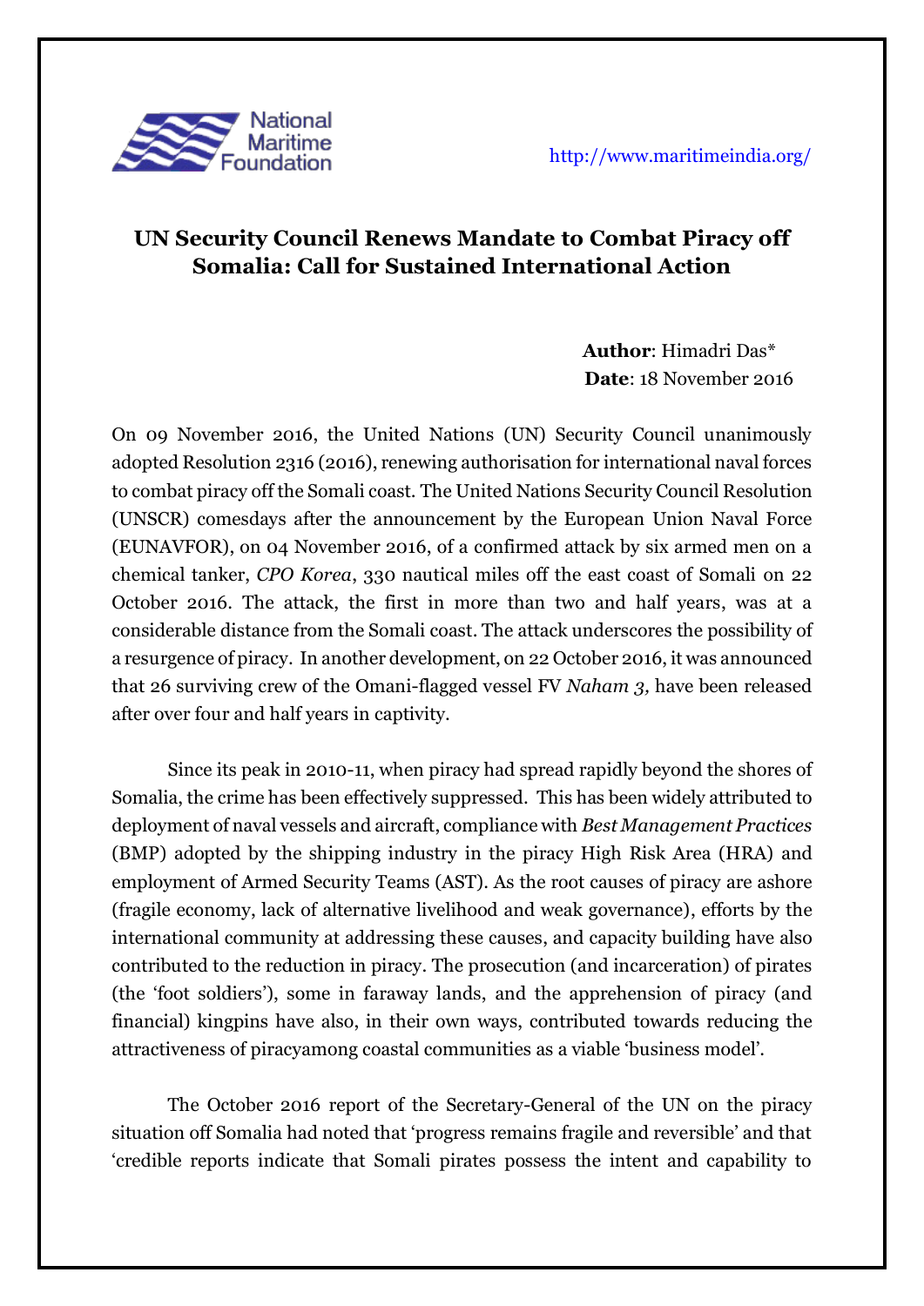National Maritime Foundation

http://www.maritimeindia.org/

# UN Security Council Renews Mandate to Combat Piracy off Somalia: Call for Sustained International Action

**Author**: Himadri Das*
**Date**: 18 November 2016

On 09 November 2016, the United Nations (UN) Security Council unanimously adopted Resolution 2316 (2016), renewing authorisation for international naval forces to combat piracy off the Somali coast. The United Nations Security Council Resolution (UNSCR) comesdays after the announcement by the European Union Naval Force (EUNAVFOR), on 04 November 2016, of a confirmed attack by six armed men on a chemical tanker, *CPO Korea*, 330 nautical miles off the east coast of Somali on 22 October 2016. The attack, the first in more than two and half years, was at a considerable distance from the Somali coast. The attack underscores the possibility of a resurgence of piracy. In another development, on 22 October 2016, it was announced that 26 surviving crew of the Omani-flagged vessel FV *Naham 3,* have been released after over four and half years in captivity.

Since its peak in 2010-11, when piracy had spread rapidly beyond the shores of Somalia, the crime has been effectively suppressed. This has been widely attributed to deployment of naval vessels and aircraft, compliance with *Best Management Practices* (BMP) adopted by the shipping industry in the piracy High Risk Area (HRA) and employment of Armed Security Teams (AST). As the root causes of piracy are ashore (fragile economy, lack of alternative livelihood and weak governance), efforts by the international community at addressing these causes, and capacity building have also contributed to the reduction in piracy. The prosecution (and incarceration) of pirates (the 'foot soldiers'), some in faraway lands, and the apprehension of piracy (and financial) kingpins have also, in their own ways, contributed towards reducing the attractiveness of piracyamong coastal communities as a viable 'business model'.

The October 2016 report of the Secretary-General of the UN on the piracy situation off Somalia had noted that 'progress remains fragile and reversible' and that 'credible reports indicate that Somali pirates possess the intent and capability to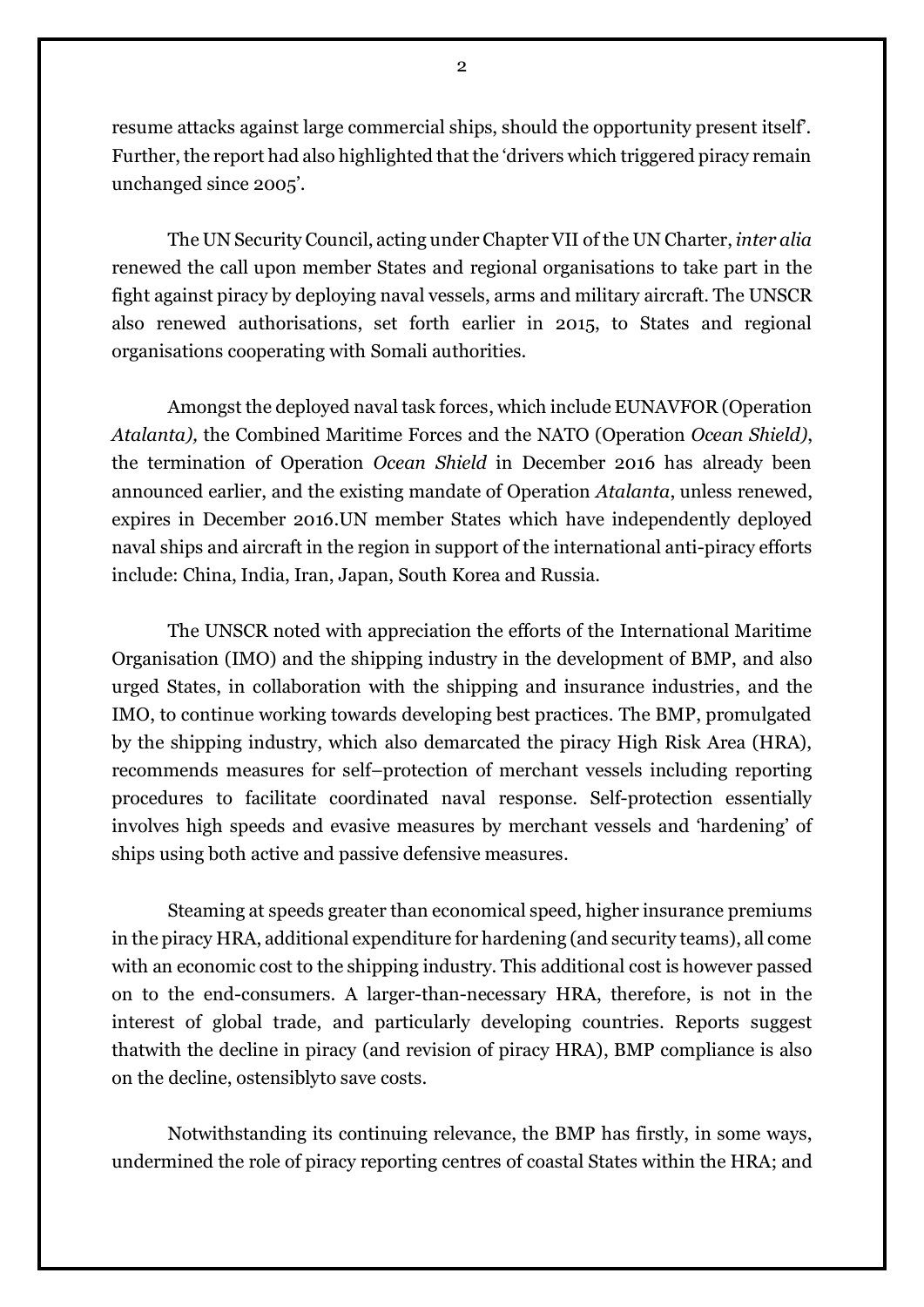resume attacks against large commercial ships, should the opportunity present itself'. Further, the report had also highlighted that the 'drivers which triggered piracy remain unchanged since 2005'.

The UN Security Council, acting under Chapter VII of the UN Charter, *inter alia* renewed the call upon member States and regional organisations to take part in the fight against piracy by deploying naval vessels, arms and military aircraft. The UNSCR also renewed authorisations, set forth earlier in 2015, to States and regional organisations cooperating with Somali authorities.

Amongst the deployed naval task forces, which include EUNAVFOR (Operation *Atalanta),* the Combined Maritime Forces and the NATO (Operation *Ocean Shield)*, the termination of Operation *Ocean Shield* in December 2016 has already been announced earlier, and the existing mandate of Operation *Atalanta*, unless renewed, expires in December 2016.UN member States which have independently deployed naval ships and aircraft in the region in support of the international anti-piracy efforts include: China, India, Iran, Japan, South Korea and Russia.

The UNSCR noted with appreciation the efforts of the International Maritime Organisation (IMO) and the shipping industry in the development of BMP, and also urged States, in collaboration with the shipping and insurance industries, and the IMO, to continue working towards developing best practices. The BMP, promulgated by the shipping industry, which also demarcated the piracy High Risk Area (HRA), recommends measures for self–protection of merchant vessels including reporting procedures to facilitate coordinated naval response. Self-protection essentially involves high speeds and evasive measures by merchant vessels and 'hardening' of ships using both active and passive defensive measures.

Steaming at speeds greater than economical speed, higher insurance premiums in the piracy HRA, additional expenditure for hardening (and security teams), all come with an economic cost to the shipping industry. This additional cost is however passed on to the end-consumers. A larger-than-necessary HRA, therefore, is not in the interest of global trade, and particularly developing countries. Reports suggest thatwith the decline in piracy (and revision of piracy HRA), BMP compliance is also on the decline, ostensiblyto save costs.

Notwithstanding its continuing relevance, the BMP has firstly, in some ways, undermined the role of piracy reporting centres of coastal States within the HRA; and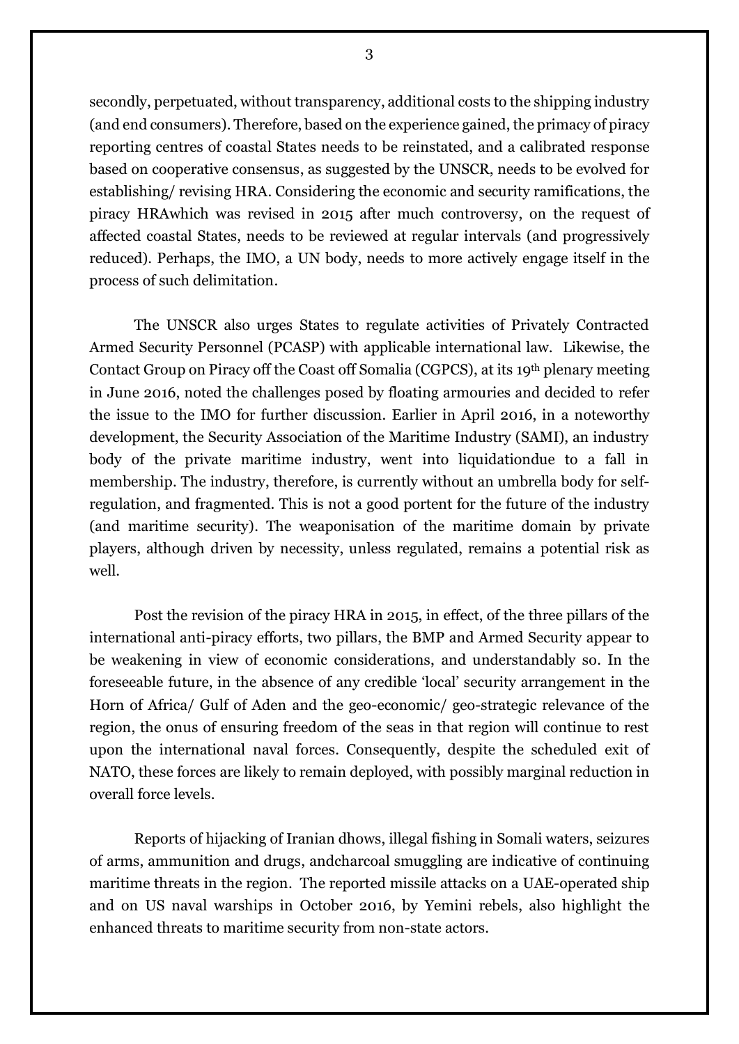secondly, perpetuated, without transparency, additional costs to the shipping industry (and end consumers). Therefore, based on the experience gained, the primacy of piracy reporting centres of coastal States needs to be reinstated, and a calibrated response based on cooperative consensus, as suggested by the UNSCR, needs to be evolved for establishing/ revising HRA. Considering the economic and security ramifications, the piracy HRAwhich was revised in 2015 after much controversy, on the request of affected coastal States, needs to be reviewed at regular intervals (and progressively reduced). Perhaps, the IMO, a UN body, needs to more actively engage itself in the process of such delimitation.

The UNSCR also urges States to regulate activities of Privately Contracted Armed Security Personnel (PCASP) with applicable international law. Likewise, the Contact Group on Piracy off the Coast off Somalia (CGPCS), at its 19th plenary meeting in June 2016, noted the challenges posed by floating armouries and decided to refer the issue to the IMO for further discussion. Earlier in April 2016, in a noteworthy development, the Security Association of the Maritime Industry (SAMI), an industry body of the private maritime industry, went into liquidationdue to a fall in membership. The industry, therefore, is currently without an umbrella body for self-regulation, and fragmented. This is not a good portent for the future of the industry (and maritime security). The weaponisation of the maritime domain by private players, although driven by necessity, unless regulated, remains a potential risk as well.

Post the revision of the piracy HRA in 2015, in effect, of the three pillars of the international anti-piracy efforts, two pillars, the BMP and Armed Security appear to be weakening in view of economic considerations, and understandably so. In the foreseeable future, in the absence of any credible 'local' security arrangement in the Horn of Africa/ Gulf of Aden and the geo-economic/ geo-strategic relevance of the region, the onus of ensuring freedom of the seas in that region will continue to rest upon the international naval forces. Consequently, despite the scheduled exit of NATO, these forces are likely to remain deployed, with possibly marginal reduction in overall force levels.

Reports of hijacking of Iranian dhows, illegal fishing in Somali waters, seizures of arms, ammunition and drugs, andcharcoal smuggling are indicative of continuing maritime threats in the region. The reported missile attacks on a UAE-operated ship and on US naval warships in October 2016, by Yemini rebels, also highlight the enhanced threats to maritime security from non-state actors.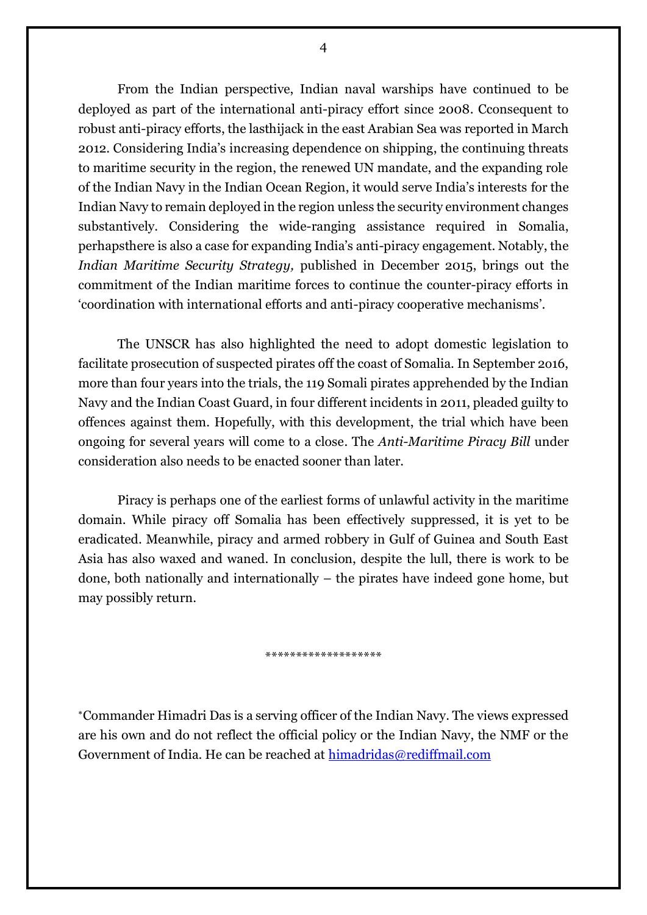From the Indian perspective, Indian naval warships have continued to be deployed as part of the international anti-piracy effort since 2008. Cconsequent to robust anti-piracy efforts, the lasthijack in the east Arabian Sea was reported in March 2012. Considering India's increasing dependence on shipping, the continuing threats to maritime security in the region, the renewed UN mandate, and the expanding role of the Indian Navy in the Indian Ocean Region, it would serve India's interests for the Indian Navy to remain deployed in the region unless the security environment changes substantively. Considering the wide-ranging assistance required in Somalia, perhapsthere is also a case for expanding India's anti-piracy engagement. Notably, the *Indian Maritime Security Strategy,* published in December 2015, brings out the commitment of the Indian maritime forces to continue the counter-piracy efforts in 'coordination with international efforts and anti-piracy cooperative mechanisms'.

The UNSCR has also highlighted the need to adopt domestic legislation to facilitate prosecution of suspected pirates off the coast of Somalia. In September 2016, more than four years into the trials, the 119 Somali pirates apprehended by the Indian Navy and the Indian Coast Guard, in four different incidents in 2011, pleaded guilty to offences against them. Hopefully, with this development, the trial which have been ongoing for several years will come to a close. The *Anti-Maritime Piracy Bill* under consideration also needs to be enacted sooner than later.

Piracy is perhaps one of the earliest forms of unlawful activity in the maritime domain. While piracy off Somalia has been effectively suppressed, it is yet to be eradicated. Meanwhile, piracy and armed robbery in Gulf of Guinea and South East Asia has also waxed and waned. In conclusion, despite the lull, there is work to be done, both nationally and internationally – the pirates have indeed gone home, but may possibly return.

\*\*\*\*\*\*\*\*\*\*\*\*\*\*\*\*\*\*\*

[*]Commander Himadri Das is a serving officer of the Indian Navy. The views expressed are his own and do not reflect the official policy or the Indian Navy, the NMF or the Government of India. He can be reached at [himadridas@rediffmail.com](mailto:himadridas@rediffmail.com)